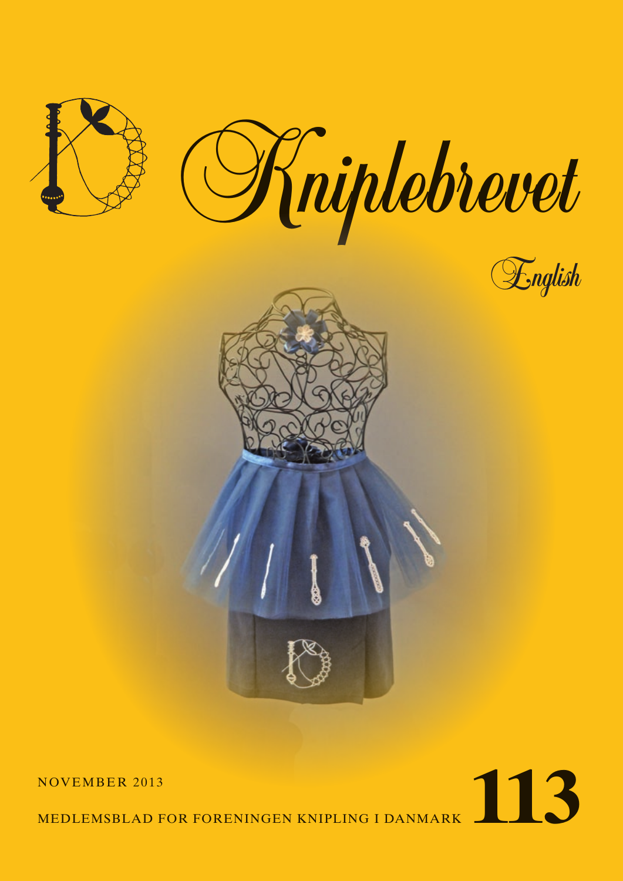# Kniplebrevet

English

NOVEMBER 2013

MEDLEMSBLAD FOR FORENINGEN KNIPLING I DANMARK

**113**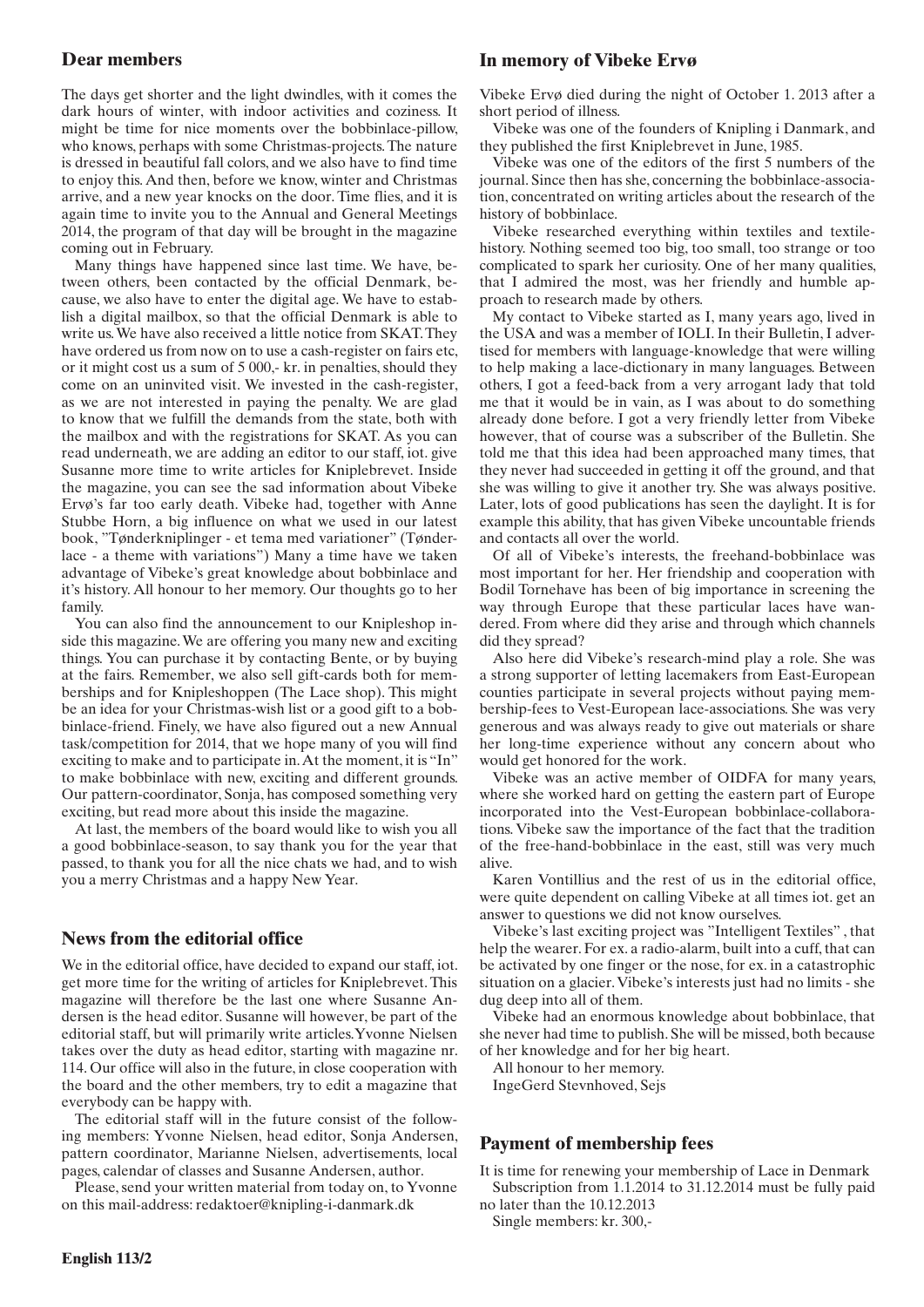## Dear members

The days get shorter and the light dwindles, with it comes the dark hours of winter, with indoor activities and coziness. It might be time for nice moments over the bobbinlace-pillow, who knows, perhaps with some Christmas-projects. The nature is dressed in beautiful fall colors, and we also have to find time to enjoy this. And then, before we know, winter and Christmas arrive, and a new year knocks on the door. Time flies, and it is again time to invite you to the Annual and General Meetings 2014, the program of that day will be brought in the magazine coming out in February.

Many things have happened since last time. We have, between others, been contacted by the official Denmark, because, we also have to enter the digital age. We have to establish a digital mailbox, so that the official Denmark is able to write us. We have also received a little notice from SKAT. They have ordered us from now on to use a cash-register on fairs etc, or it might cost us a sum of 5 000,- kr. in penalties, should they come on an uninvited visit. We invested in the cash-register, as we are not interested in paying the penalty. We are glad to know that we fulfill the demands from the state, both with the mailbox and with the registrations for SKAT. As you can read underneath, we are adding an editor to our staff, iot. give Susanne more time to write articles for Kniplebrevet. Inside the magazine, you can see the sad information about Vibeke Ervø's far too early death. Vibeke had, together with Anne Stubbe Horn, a big influence on what we used in our latest book, "Tønderkniplinger - et tema med variationer" (Tønderlace - a theme with variations") Many a time have we taken advantage of Vibeke's great knowledge about bobbinlace and it's history. All honour to her memory. Our thoughts go to her family.

You can also find the announcement to our Knipleshop inside this magazine. We are offering you many new and exciting things. You can purchase it by contacting Bente, or by buying at the fairs. Remember, we also sell gift-cards both for memberships and for Knipleshoppen (The Lace shop). This might be an idea for your Christmas-wish list or a good gift to a bobbinlace-friend. Finely, we have also figured out a new Annual task/competition for 2014, that we hope many of you will find exciting to make and to participate in. At the moment, it is "In" to make bobbinlace with new, exciting and different grounds. Our pattern-coordinator, Sonja, has composed something very exciting, but read more about this inside the magazine.

At last, the members of the board would like to wish you all a good bobbinlace-season, to say thank you for the year that passed, to thank you for all the nice chats we had, and to wish you a merry Christmas and a happy New Year.

## News from the editorial office

We in the editorial office, have decided to expand our staff, iot. get more time for the writing of articles for Kniplebrevet. This magazine will therefore be the last one where Susanne Andersen is the head editor. Susanne will however, be part of the editorial staff, but will primarily write articles. Yvonne Nielsen takes over the duty as head editor, starting with magazine nr. 114. Our office will also in the future, in close cooperation with the board and the other members, try to edit a magazine that everybody can be happy with.

The editorial staff will in the future consist of the following members: Yvonne Nielsen, head editor, Sonja Andersen, pattern coordinator, Marianne Nielsen, advertisements, local pages, calendar of classes and Susanne Andersen, author.

Please, send your written material from today on, to Yvonne on this mail-address: redaktoer@knipling-i-danmark.dk

## In memory of Vibeke Ervø

Vibeke Ervø died during the night of October 1. 2013 after a short period of illness.

Vibeke was one of the founders of Knipling i Danmark, and they published the first Kniplebrevet in June, 1985.

Vibeke was one of the editors of the first 5 numbers of the journal. Since then has she, concerning the bobbinlace-association, concentrated on writing articles about the research of the history of bobbinlace.

Vibeke researched everything within textiles and textile-history. Nothing seemed too big, too small, too strange or too complicated to spark her curiosity. One of her many qualities, that I admired the most, was her friendly and humble approach to research made by others.

My contact to Vibeke started as I, many years ago, lived in the USA and was a member of IOLI. In their Bulletin, I advertised for members with language-knowledge that were willing to help making a lace-dictionary in many languages. Between others, I got a feed-back from a very arrogant lady that told me that it would be in vain, as I was about to do something already done before. I got a very friendly letter from Vibeke however, that of course was a subscriber of the Bulletin. She told me that this idea had been approached many times, that they never had succeeded in getting it off the ground, and that she was willing to give it another try. She was always positive. Later, lots of good publications has seen the daylight. It is for example this ability, that has given Vibeke uncountable friends and contacts all over the world.

Of all of Vibeke's interests, the freehand-bobbinlace was most important for her. Her friendship and cooperation with Bodil Tornehave has been of big importance in screening the way through Europe that these particular laces have wandered. From where did they arise and through which channels did they spread?

Also here did Vibeke's research-mind play a role. She was a strong supporter of letting lacemakers from East-European counties participate in several projects without paying membership-fees to Vest-European lace-associations. She was very generous and was always ready to give out materials or share her long-time experience without any concern about who would get honored for the work.

Vibeke was an active member of OIDFA for many years, where she worked hard on getting the eastern part of Europe incorporated into the Vest-European bobbinlace-collaborations. Vibeke saw the importance of the fact that the tradition of the free-hand-bobbinlace in the east, still was very much alive.

Karen Vontillius and the rest of us in the editorial office, were quite dependent on calling Vibeke at all times iot. get an answer to questions we did not know ourselves.

Vibeke's last exciting project was "Intelligent Textiles" , that help the wearer. For ex. a radio-alarm, built into a cuff, that can be activated by one finger or the nose, for ex. in a catastrophic situation on a glacier. Vibeke's interests just had no limits - she dug deep into all of them.

Vibeke had an enormous knowledge about bobbinlace, that she never had time to publish. She will be missed, both because of her knowledge and for her big heart.

All honour to her memory.

IngeGerd Stevnhoved, Sejs

## Payment of membership fees

It is time for renewing your membership of Lace in Denmark

Subscription from 1.1.2014 to 31.12.2014 must be fully paid no later than the 10.12.2013

Single members: kr. 300,-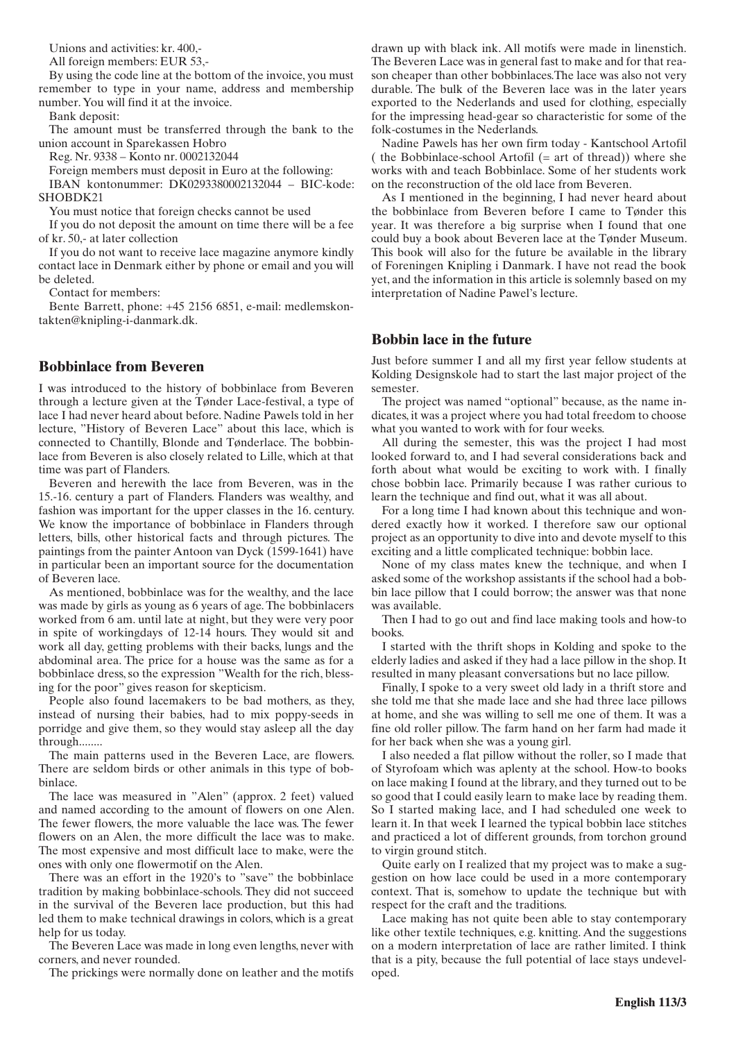Unions and activities: kr. 400,-

All foreign members: EUR 53,-

By using the code line at the bottom of the invoice, you must remember to type in your name, address and membership number. You will find it at the invoice.

Bank deposit:

The amount must be transferred through the bank to the union account in Sparekassen Hobro

Reg. Nr. 9338 – Konto nr. 0002132044

Foreign members must deposit in Euro at the following:

IBAN kontonummer: DK0293380002132044 – BIC-kode: SHOBDK21

You must notice that foreign checks cannot be used

If you do not deposit the amount on time there will be a fee of kr. 50,- at later collection

If you do not want to receive lace magazine anymore kindly contact lace in Denmark either by phone or email and you will be deleted.

Contact for members:

Bente Barrett, phone: +45 2156 6851, e-mail: medlemskontakten@knipling-i-danmark.dk.

## Bobbinlace from Beveren

I was introduced to the history of bobbinlace from Beveren through a lecture given at the Tønder Lace-festival, a type of lace I had never heard about before. Nadine Pawels told in her lecture, "History of Beveren Lace" about this lace, which is connected to Chantilly, Blonde and Tønderlace. The bobbinlace from Beveren is also closely related to Lille, which at that time was part of Flanders.

Beveren and herewith the lace from Beveren, was in the 15.-16. century a part of Flanders. Flanders was wealthy, and fashion was important for the upper classes in the 16. century. We know the importance of bobbinlace in Flanders through letters, bills, other historical facts and through pictures. The paintings from the painter Antoon van Dyck (1599-1641) have in particular been an important source for the documentation of Beveren lace.

As mentioned, bobbinlace was for the wealthy, and the lace was made by girls as young as 6 years of age. The bobbinlacers worked from 6 am. until late at night, but they were very poor in spite of workingdays of 12-14 hours. They would sit and work all day, getting problems with their backs, lungs and the abdominal area. The price for a house was the same as for a bobbinlace dress, so the expression "Wealth for the rich, blessing for the poor" gives reason for skepticism.

People also found lacemakers to be bad mothers, as they, instead of nursing their babies, had to mix poppy-seeds in porridge and give them, so they would stay asleep all the day through........

The main patterns used in the Beveren Lace, are flowers. There are seldom birds or other animals in this type of bobbinlace.

The lace was measured in "Alen" (approx. 2 feet) valued and named according to the amount of flowers on one Alen. The fewer flowers, the more valuable the lace was. The fewer flowers on an Alen, the more difficult the lace was to make. The most expensive and most difficult lace to make, were the ones with only one flowermotif on the Alen.

There was an effort in the 1920's to "save" the bobbinlace tradition by making bobbinlace-schools. They did not succeed in the survival of the Beveren lace production, but this had led them to make technical drawings in colors, which is a great help for us today.

The Beveren Lace was made in long even lengths, never with corners, and never rounded.

The prickings were normally done on leather and the motifs drawn up with black ink. All motifs were made in linenstich. The Beveren Lace was in general fast to make and for that reason cheaper than other bobbinlaces.The lace was also not very durable. The bulk of the Beveren lace was in the later years exported to the Nederlands and used for clothing, especially for the impressing head-gear so characteristic for some of the folk-costumes in the Nederlands.

Nadine Pawels has her own firm today - Kantschool Artofil ( the Bobbinlace-school Artofil (= art of thread)) where she works with and teach Bobbinlace. Some of her students work on the reconstruction of the old lace from Beveren.

As I mentioned in the beginning, I had never heard about the bobbinlace from Beveren before I came to Tønder this year. It was therefore a big surprise when I found that one could buy a book about Beveren lace at the Tønder Museum. This book will also for the future be available in the library of Foreningen Knipling i Danmark. I have not read the book yet, and the information in this article is solemnly based on my interpretation of Nadine Pawel's lecture.

## Bobbin lace in the future

Just before summer I and all my first year fellow students at Kolding Designskole had to start the last major project of the semester.

The project was named "optional" because, as the name indicates, it was a project where you had total freedom to choose what you wanted to work with for four weeks.

All during the semester, this was the project I had most looked forward to, and I had several considerations back and forth about what would be exciting to work with. I finally chose bobbin lace. Primarily because I was rather curious to learn the technique and find out, what it was all about.

For a long time I had known about this technique and wondered exactly how it worked. I therefore saw our optional project as an opportunity to dive into and devote myself to this exciting and a little complicated technique: bobbin lace.

None of my class mates knew the technique, and when I asked some of the workshop assistants if the school had a bobbin lace pillow that I could borrow; the answer was that none was available.

Then I had to go out and find lace making tools and how-to books.

I started with the thrift shops in Kolding and spoke to the elderly ladies and asked if they had a lace pillow in the shop. It resulted in many pleasant conversations but no lace pillow.

Finally, I spoke to a very sweet old lady in a thrift store and she told me that she made lace and she had three lace pillows at home, and she was willing to sell me one of them. It was a fine old roller pillow. The farm hand on her farm had made it for her back when she was a young girl.

I also needed a flat pillow without the roller, so I made that of Styrofoam which was aplenty at the school. How-to books on lace making I found at the library, and they turned out to be so good that I could easily learn to make lace by reading them. So I started making lace, and I had scheduled one week to learn it. In that week I learned the typical bobbin lace stitches and practiced a lot of different grounds, from torchon ground to virgin ground stitch.

Quite early on I realized that my project was to make a suggestion on how lace could be used in a more contemporary context. That is, somehow to update the technique but with respect for the craft and the traditions.

Lace making has not quite been able to stay contemporary like other textile techniques, e.g. knitting. And the suggestions on a modern interpretation of lace are rather limited. I think that is a pity, because the full potential of lace stays undeveloped.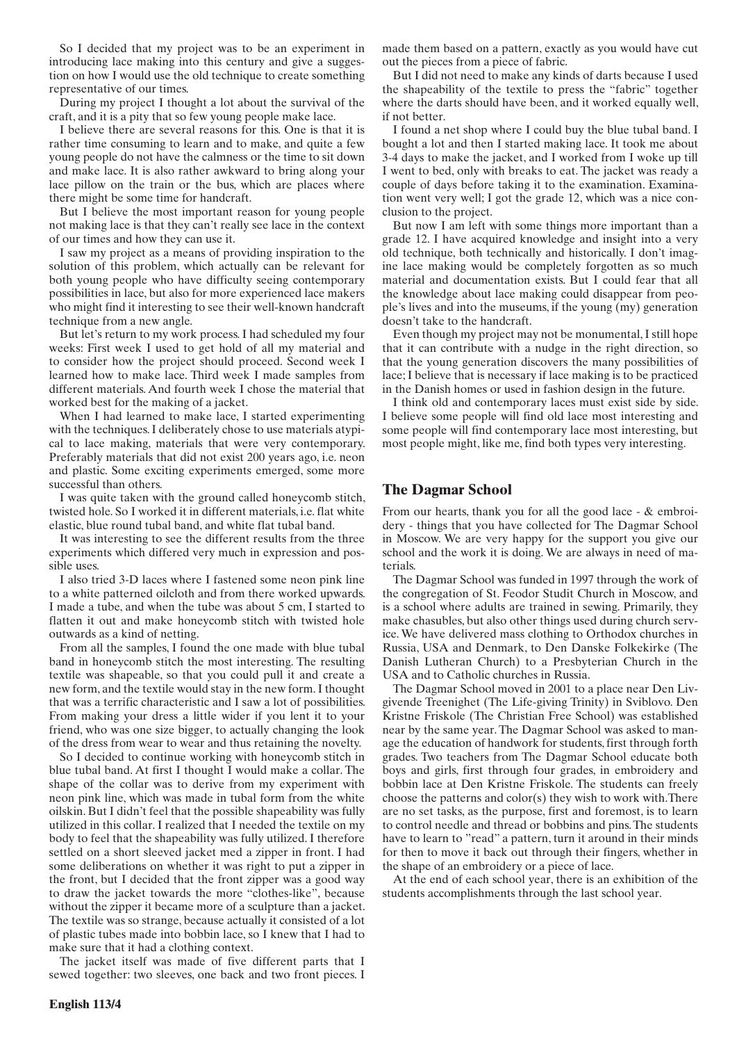So I decided that my project was to be an experiment in introducing lace making into this century and give a suggestion on how I would use the old technique to create something representative of our times.

During my project I thought a lot about the survival of the craft, and it is a pity that so few young people make lace.

I believe there are several reasons for this. One is that it is rather time consuming to learn and to make, and quite a few young people do not have the calmness or the time to sit down and make lace. It is also rather awkward to bring along your lace pillow on the train or the bus, which are places where there might be some time for handcraft.

But I believe the most important reason for young people not making lace is that they can't really see lace in the context of our times and how they can use it.

I saw my project as a means of providing inspiration to the solution of this problem, which actually can be relevant for both young people who have difficulty seeing contemporary possibilities in lace, but also for more experienced lace makers who might find it interesting to see their well-known handcraft technique from a new angle.

But let's return to my work process. I had scheduled my four weeks: First week I used to get hold of all my material and to consider how the project should proceed. Second week I learned how to make lace. Third week I made samples from different materials. And fourth week I chose the material that worked best for the making of a jacket.

When I had learned to make lace, I started experimenting with the techniques. I deliberately chose to use materials atypical to lace making, materials that were very contemporary. Preferably materials that did not exist 200 years ago, i.e. neon and plastic. Some exciting experiments emerged, some more successful than others.

I was quite taken with the ground called honeycomb stitch, twisted hole. So I worked it in different materials, i.e. flat white elastic, blue round tubal band, and white flat tubal band.

It was interesting to see the different results from the three experiments which differed very much in expression and possible uses.

I also tried 3-D laces where I fastened some neon pink line to a white patterned oilcloth and from there worked upwards. I made a tube, and when the tube was about 5 cm, I started to flatten it out and make honeycomb stitch with twisted hole outwards as a kind of netting.

From all the samples, I found the one made with blue tubal band in honeycomb stitch the most interesting. The resulting textile was shapeable, so that you could pull it and create a new form, and the textile would stay in the new form. I thought that was a terrific characteristic and I saw a lot of possibilities. From making your dress a little wider if you lent it to your friend, who was one size bigger, to actually changing the look of the dress from wear to wear and thus retaining the novelty.

So I decided to continue working with honeycomb stitch in blue tubal band. At first I thought I would make a collar. The shape of the collar was to derive from my experiment with neon pink line, which was made in tubal form from the white oilskin. But I didn't feel that the possible shapeability was fully utilized in this collar. I realized that I needed the textile on my body to feel that the shapeability was fully utilized. I therefore settled on a short sleeved jacket med a zipper in front. I had some deliberations on whether it was right to put a zipper in the front, but I decided that the front zipper was a good way to draw the jacket towards the more "clothes-like", because without the zipper it became more of a sculpture than a jacket. The textile was so strange, because actually it consisted of a lot of plastic tubes made into bobbin lace, so I knew that I had to make sure that it had a clothing context.

The jacket itself was made of five different parts that I sewed together: two sleeves, one back and two front pieces. I made them based on a pattern, exactly as you would have cut out the pieces from a piece of fabric.

But I did not need to make any kinds of darts because I used the shapeability of the textile to press the "fabric" together where the darts should have been, and it worked equally well, if not better.

I found a net shop where I could buy the blue tubal band. I bought a lot and then I started making lace. It took me about 3-4 days to make the jacket, and I worked from I woke up till I went to bed, only with breaks to eat. The jacket was ready a couple of days before taking it to the examination. Examination went very well; I got the grade 12, which was a nice conclusion to the project.

But now I am left with some things more important than a grade 12. I have acquired knowledge and insight into a very old technique, both technically and historically. I don't imagine lace making would be completely forgotten as so much material and documentation exists. But I could fear that all the knowledge about lace making could disappear from people's lives and into the museums, if the young (my) generation doesn't take to the handcraft.

Even though my project may not be monumental, I still hope that it can contribute with a nudge in the right direction, so that the young generation discovers the many possibilities of lace; I believe that is necessary if lace making is to be practiced in the Danish homes or used in fashion design in the future.

I think old and contemporary laces must exist side by side. I believe some people will find old lace most interesting and some people will find contemporary lace most interesting, but most people might, like me, find both types very interesting.

## The Dagmar School

From our hearts, thank you for all the good lace - & embroidery - things that you have collected for The Dagmar School in Moscow. We are very happy for the support you give our school and the work it is doing. We are always in need of materials.

The Dagmar School was funded in 1997 through the work of the congregation of St. Feodor Studit Church in Moscow, and is a school where adults are trained in sewing. Primarily, they make chasubles, but also other things used during church service. We have delivered mass clothing to Orthodox churches in Russia, USA and Denmark, to Den Danske Folkekirke (The Danish Lutheran Church) to a Presbyterian Church in the USA and to Catholic churches in Russia.

The Dagmar School moved in 2001 to a place near Den Livgivende Treenighet (The Life-giving Trinity) in Sviblovo. Den Kristne Friskole (The Christian Free School) was established near by the same year. The Dagmar School was asked to manage the education of handwork for students, first through forth grades. Two teachers from The Dagmar School educate both boys and girls, first through four grades, in embroidery and bobbin lace at Den Kristne Friskole. The students can freely choose the patterns and color(s) they wish to work with.There are no set tasks, as the purpose, first and foremost, is to learn to control needle and thread or bobbins and pins. The students have to learn to "read" a pattern, turn it around in their minds for then to move it back out through their fingers, whether in the shape of an embroidery or a piece of lace.

At the end of each school year, there is an exhibition of the students accomplishments through the last school year.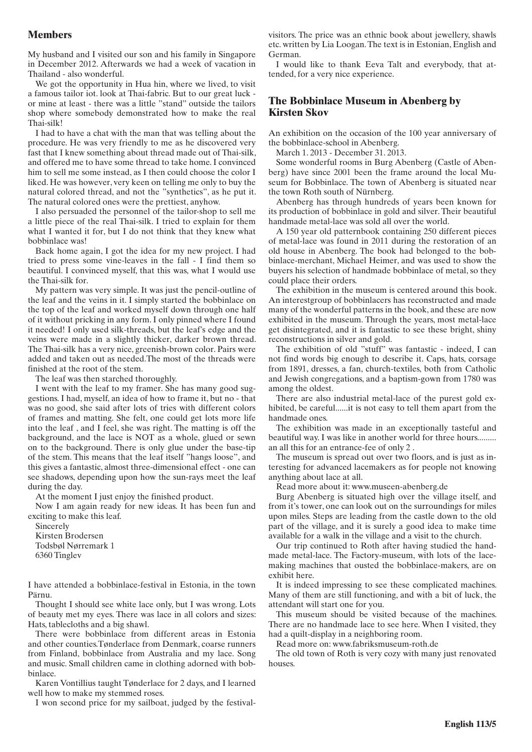## Members

My husband and I visited our son and his family in Singapore in December 2012. Afterwards we had a week of vacation in Thailand - also wonderful.

We got the opportunity in Hua hin, where we lived, to visit a famous tailor iot. look at Thai-fabric. But to our great luck - or mine at least - there was a little "stand" outside the tailors shop where somebody demonstrated how to make the real Thai-silk!

I had to have a chat with the man that was telling about the procedure. He was very friendly to me as he discovered very fast that I knew something about thread made out of Thai-silk, and offered me to have some thread to take home. I convinced him to sell me some instead, as I then could choose the color I liked. He was however, very keen on telling me only to buy the natural colored thread, and not the "synthetics", as he put it. The natural colored ones were the prettiest, anyhow.

I also persuaded the personnel of the tailor-shop to sell me a little piece of the real Thai-silk. I tried to explain for them what I wanted it for, but I do not think that they knew what bobbinlace was!

Back home again, I got the idea for my new project. I had tried to press some vine-leaves in the fall - I find them so beautiful. I convinced myself, that this was, what I would use the Thai-silk for.

My pattern was very simple. It was just the pencil-outline of the leaf and the veins in it. I simply started the bobbinlace on the top of the leaf and worked myself down through one half of it without pricking in any form. I only pinned where I found it needed! I only used silk-threads, but the leaf's edge and the veins were made in a slightly thicker, darker brown thread. The Thai-silk has a very nice, greenish-brown color. Pairs were added and taken out as needed.The most of the threads were finished at the root of the stem.

The leaf was then starched thoroughly.

I went with the leaf to my framer. She has many good suggestions. I had, myself, an idea of how to frame it, but no - that was no good, she said after lots of tries with different colors of frames and matting. She felt, one could get lots more life into the leaf , and I feel, she was right. The matting is off the background, and the lace is NOT as a whole, glued or sewn on to the background. There is only glue under the base-tip of the stem. This means that the leaf itself "hangs loose", and this gives a fantastic, almost three-dimensional effect - one can see shadows, depending upon how the sun-rays meet the leaf during the day.

At the moment I just enjoy the finished product.

Now I am again ready for new ideas. It has been fun and exciting to make this leaf.

Sincerely
Kirsten Brodersen
Todsbøl Nørremark 1
6360 Tinglev

I have attended a bobbinlace-festival in Estonia, in the town Pärnu.

Thought I should see white lace only, but I was wrong. Lots of beauty met my eyes. There was lace in all colors and sizes: Hats, tablecloths and a big shawl.

There were bobbinlace from different areas in Estonia and other counties.Tønderlace from Denmark, coarse runners from Finland, bobbinlace from Australia and my lace. Song and music. Small children came in clothing adorned with bobbinlace.

Karen Vontillius taught Tønderlace for 2 days, and I learned well how to make my stemmed roses.

I won second price for my sailboat, judged by the festival-visitors. The price was an ethnic book about jewellery, shawls etc. written by Lia Loogan. The text is in Estonian, English and German.

I would like to thank Eeva Talt and everybody, that attended, for a very nice experience.

## The Bobbinlace Museum in Abenberg by Kirsten Skov

An exhibition on the occasion of the 100 year anniversary of the bobbinlace-school in Abenberg.

March 1. 2013 - December 31. 2013.

Some wonderful rooms in Burg Abenberg (Castle of Abenberg) have since 2001 been the frame around the local Museum for Bobbinlace. The town of Abenberg is situated near the town Roth south of Nürnberg.

Abenberg has through hundreds of years been known for its production of bobbinlace in gold and silver. Their beautiful handmade metal-lace was sold all over the world.

A 150 year old patternbook containing 250 different pieces of metal-lace was found in 2011 during the restoration of an old house in Abenberg. The book had belonged to the bobbinlace-merchant, Michael Heimer, and was used to show the buyers his selection of handmade bobbinlace of metal, so they could place their orders.

The exhibition in the museum is centered around this book. An interestgroup of bobbinlacers has reconstructed and made many of the wonderful patterns in the book, and these are now exhibited in the museum. Through the years, most metal-lace get disintegrated, and it is fantastic to see these bright, shiny reconstructions in silver and gold.

The exhibition of old "stuff" was fantastic - indeed, I can not find words big enough to describe it. Caps, hats, corsage from 1891, dresses, a fan, church-textiles, both from Catholic and Jewish congregations, and a baptism-gown from 1780 was among the oldest.

There are also industrial metal-lace of the purest gold exhibited, be careful......it is not easy to tell them apart from the handmade ones.

The exhibition was made in an exceptionally tasteful and beautiful way. I was like in another world for three hours......... an all this for an entrance-fee of only 2 .

The museum is spread out over two floors, and is just as interesting for advanced lacemakers as for people not knowing anything about lace at all.

Read more about it: www.museen-abenberg.de

Burg Abenberg is situated high over the village itself, and from it's tower, one can look out on the surroundings for miles upon miles. Steps are leading from the castle down to the old part of the village, and it is surely a good idea to make time available for a walk in the village and a visit to the church.

Our trip continued to Roth after having studied the handmade metal-lace. The Factory-museum, with lots of the lace-making machines that ousted the bobbinlace-makers, are on exhibit here.

It is indeed impressing to see these complicated machines. Many of them are still functioning, and with a bit of luck, the attendant will start one for you.

This museum should be visited because of the machines. There are no handmade lace to see here. When I visited, they had a quilt-display in a neighboring room.

Read more on: www.fabriksmuseum-roth.de

The old town of Roth is very cozy with many just renovated houses.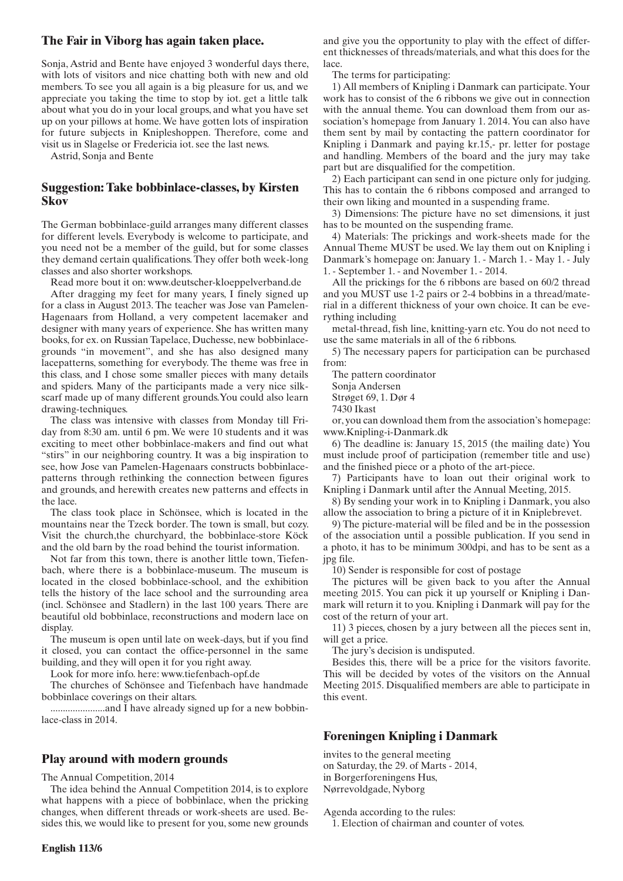## The Fair in Viborg has again taken place.

Sonja, Astrid and Bente have enjoyed 3 wonderful days there, with lots of visitors and nice chatting both with new and old members. To see you all again is a big pleasure for us, and we appreciate you taking the time to stop by iot. get a little talk about what you do in your local groups, and what you have set up on your pillows at home. We have gotten lots of inspiration for future subjects in Knipleshoppen. Therefore, come and visit us in Slagelse or Fredericia iot. see the last news.

Astrid, Sonja and Bente

## Suggestion: Take bobbinlace-classes, by Kirsten Skov

The German bobbinlace-guild arranges many different classes for different levels. Everybody is welcome to participate, and you need not be a member of the guild, but for some classes they demand certain qualifications. They offer both week-long classes and also shorter workshops.

Read more bout it on: www.deutscher-kloeppelverband.de

After dragging my feet for many years, I finely signed up for a class in August 2013. The teacher was Jose van Pamelen-Hagenaars from Holland, a very competent lacemaker and designer with many years of experience. She has written many books, for ex. on Russian Tapelace, Duchesse, new bobbinlace-grounds "in movement", and she has also designed many lacepatterns, something for everybody. The theme was free in this class, and I chose some smaller pieces with many details and spiders. Many of the participants made a very nice silk-scarf made up of many different grounds. You could also learn drawing-techniques.

The class was intensive with classes from Monday till Friday from 8:30 am. until 6 pm. We were 10 students and it was exciting to meet other bobbinlace-makers and find out what "stirs" in our neighboring country. It was a big inspiration to see, how Jose van Pamelen-Hagenaars constructs bobbinlace-patterns through rethinking the connection between figures and grounds, and herewith creates new patterns and effects in the lace.

The class took place in Schönsee, which is located in the mountains near the Tzeck border. The town is small, but cozy. Visit the church,the churchyard, the bobbinlace-store Köck and the old barn by the road behind the tourist information.

Not far from this town, there is another little town, Tiefenbach, where there is a bobbinlace-museum. The museum is located in the closed bobbinlace-school, and the exhibition tells the history of the lace school and the surrounding area (incl. Schönsee and Stadlern) in the last 100 years. There are beautiful old bobbinlace, reconstructions and modern lace on display.

The museum is open until late on week-days, but if you find it closed, you can contact the office-personnel in the same building, and they will open it for you right away.

Look for more info. here: www.tiefenbach-opf.de

The churches of Schönsee and Tiefenbach have handmade bobbinlace coverings on their altars.

......................and I have already signed up for a new bobbinlace-class in 2014.

## Play around with modern grounds

The Annual Competition, 2014

The idea behind the Annual Competition 2014, is to explore what happens with a piece of bobbinlace, when the pricking changes, when different threads or work-sheets are used. Besides this, we would like to present for you, some new grounds and give you the opportunity to play with the effect of different thicknesses of threads/materials, and what this does for the lace.

The terms for participating:

1) All members of Knipling i Danmark can participate. Your work has to consist of the 6 ribbons we give out in connection with the annual theme. You can download them from our association's homepage from January 1. 2014. You can also have them sent by mail by contacting the pattern coordinator for Knipling i Danmark and paying kr.15,- pr. letter for postage and handling. Members of the board and the jury may take part but are disqualified for the competition.

2) Each participant can send in one picture only for judging. This has to contain the 6 ribbons composed and arranged to their own liking and mounted in a suspending frame.

3) Dimensions: The picture have no set dimensions, it just has to be mounted on the suspending frame.

4) Materials: The prickings and work-sheets made for the Annual Theme MUST be used. We lay them out on Knipling i Danmark's homepage on: January 1. - March 1. - May 1. - July 1. - September 1. - and November 1. - 2014.

All the prickings for the 6 ribbons are based on 60/2 thread and you MUST use 1-2 pairs or 2-4 bobbins in a thread/material in a different thickness of your own choice. It can be everything including

metal-thread, fish line, knitting-yarn etc. You do not need to use the same materials in all of the 6 ribbons.

5) The necessary papers for participation can be purchased from:

The pattern coordinator
Sonja Andersen
Strøget 69, 1. Dør 4
7430 Ikast

or, you can download them from the association's homepage: www.Knipling-i-Danmark.dk

6) The deadline is: January 15, 2015 (the mailing date) You must include proof of participation (remember title and use) and the finished piece or a photo of the art-piece.

7) Participants have to loan out their original work to Knipling i Danmark until after the Annual Meeting, 2015.

8) By sending your work in to Knipling i Danmark, you also allow the association to bring a picture of it in Kniplebrevet.

9) The picture-material will be filed and be in the possession of the association until a possible publication. If you send in a photo, it has to be minimum 300dpi, and has to be sent as a jpg file.

10) Sender is responsible for cost of postage

The pictures will be given back to you after the Annual meeting 2015. You can pick it up yourself or Knipling i Danmark will return it to you. Knipling i Danmark will pay for the cost of the return of your art.

11) 3 pieces, chosen by a jury between all the pieces sent in, will get a price.

The jury's decision is undisputed.

Besides this, there will be a price for the visitors favorite. This will be decided by votes of the visitors on the Annual Meeting 2015. Disqualified members are able to participate in this event.

## Foreningen Knipling i Danmark

invites to the general meeting
on Saturday, the 29. of Marts - 2014,
in Borgerforeningens Hus,
Nørrevoldgade, Nyborg

Agenda according to the rules:

1. Election of chairman and counter of votes.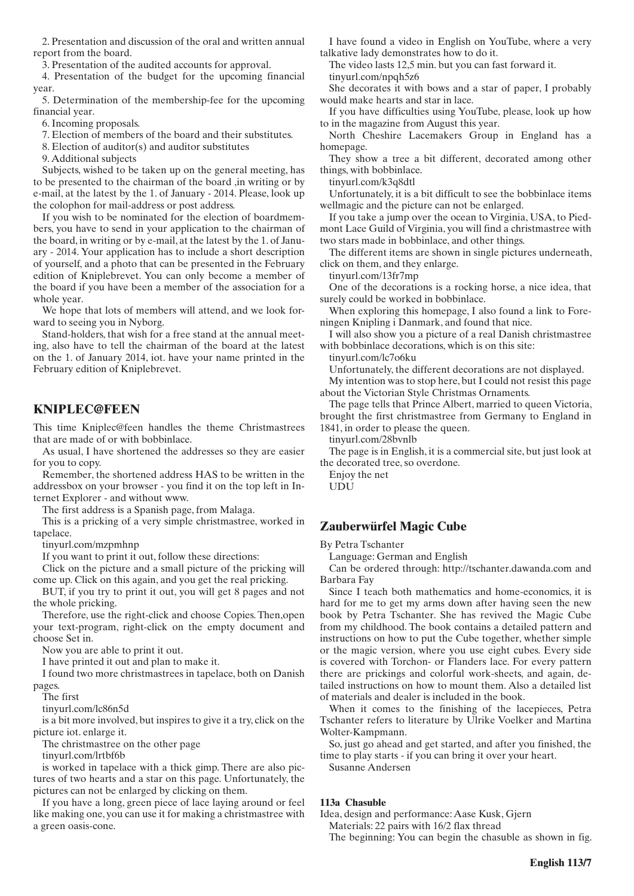2. Presentation and discussion of the oral and written annual report from the board.

3. Presentation of the audited accounts for approval.

4. Presentation of the budget for the upcoming financial year.

5. Determination of the membership-fee for the upcoming financial year.

6. Incoming proposals.

7. Election of members of the board and their substitutes.

8. Election of auditor(s) and auditor substitutes

9. Additional subjects

Subjects, wished to be taken up on the general meeting, has to be presented to the chairman of the board ,in writing or by e-mail, at the latest by the 1. of January - 2014. Please, look up the colophon for mail-address or post address.

If you wish to be nominated for the election of boardmembers, you have to send in your application to the chairman of the board, in writing or by e-mail, at the latest by the 1. of January - 2014. Your application has to include a short description of yourself, and a photo that can be presented in the February edition of Kniplebrevet. You can only become a member of the board if you have been a member of the association for a whole year.

We hope that lots of members will attend, and we look forward to seeing you in Nyborg.

Stand-holders, that wish for a free stand at the annual meeting, also have to tell the chairman of the board at the latest on the 1. of January 2014, iot. have your name printed in the February edition of Kniplebrevet.

## KNIPLEC@FEEN

This time Kniplec@feen handles the theme Christmastrees that are made of or with bobbinlace.

As usual, I have shortened the addresses so they are easier for you to copy.

Remember, the shortened address HAS to be written in the addressbox on your browser - you find it on the top left in Internet Explorer - and without www.

The first address is a Spanish page, from Malaga.

This is a pricking of a very simple christmastree, worked in tapelace.

tinyurl.com/mzpmhnp

If you want to print it out, follow these directions:

Click on the picture and a small picture of the pricking will come up. Click on this again, and you get the real pricking.

BUT, if you try to print it out, you will get 8 pages and not the whole pricking.

Therefore, use the right-click and choose Copies. Then,open your text-program, right-click on the empty document and choose Set in.

Now you are able to print it out.

I have printed it out and plan to make it.

I found two more christmastrees in tapelace, both on Danish pages.

The first

tinyurl.com/lc86n5d

is a bit more involved, but inspires to give it a try, click on the picture iot. enlarge it.

The christmastree on the other page

tinyurl.com/lrtbf6b

is worked in tapelace with a thick gimp. There are also pictures of two hearts and a star on this page. Unfortunately, the pictures can not be enlarged by clicking on them.

If you have a long, green piece of lace laying around or feel like making one, you can use it for making a christmastree with a green oasis-cone.

I have found a video in English on YouTube, where a very talkative lady demonstrates how to do it.

The video lasts 12,5 min. but you can fast forward it.

tinyurl.com/npqh5z6

She decorates it with bows and a star of paper, I probably would make hearts and star in lace.

If you have difficulties using YouTube, please, look up how to in the magazine from August this year.

North Cheshire Lacemakers Group in England has a homepage.

They show a tree a bit different, decorated among other things, with bobbinlace.

tinyurl.com/k3q8dtl

Unfortunately, it is a bit difficult to see the bobbinlace items wellmagic and the picture can not be enlarged.

If you take a jump over the ocean to Virginia, USA, to Piedmont Lace Guild of Virginia, you will find a christmastree with two stars made in bobbinlace, and other things.

The different items are shown in single pictures underneath, click on them, and they enlarge.

tinyurl.com/13fr7mp

One of the decorations is a rocking horse, a nice idea, that surely could be worked in bobbinlace.

When exploring this homepage, I also found a link to Foreningen Knipling i Danmark, and found that nice.

I will also show you a picture of a real Danish christmastree with bobbinlace decorations, which is on this site:

tinyurl.com/lc7o6ku

Unfortunately, the different decorations are not displayed.

My intention was to stop here, but I could not resist this page about the Victorian Style Christmas Ornaments.

The page tells that Prince Albert, married to queen Victoria, brought the first christmastree from Germany to England in 1841, in order to please the queen.

tinyurl.com/28bvnlb

The page is in English, it is a commercial site, but just look at the decorated tree, so overdone.

Enjoy the net

UDU

## Zauberwürfel Magic Cube

By Petra Tschanter

Language: German and English

Can be ordered through: http://tschanter.dawanda.com and Barbara Fay

Since I teach both mathematics and home-economics, it is hard for me to get my arms down after having seen the new book by Petra Tschanter. She has revived the Magic Cube from my childhood. The book contains a detailed pattern and instructions on how to put the Cube together, whether simple or the magic version, where you use eight cubes. Every side is covered with Torchon- or Flanders lace. For every pattern there are prickings and colorful work-sheets, and again, detailed instructions on how to mount them. Also a detailed list of materials and dealer is included in the book.

When it comes to the finishing of the lacepieces, Petra Tschanter refers to literature by Ulrike Voelker and Martina Wolter-Kampmann.

So, just go ahead and get started, and after you finished, the time to play starts - if you can bring it over your heart.

Susanne Andersen

**113a Chasuble**

Idea, design and performance: Aase Kusk, Gjern

Materials: 22 pairs with 16/2 flax thread

The beginning: You can begin the chasuble as shown in fig.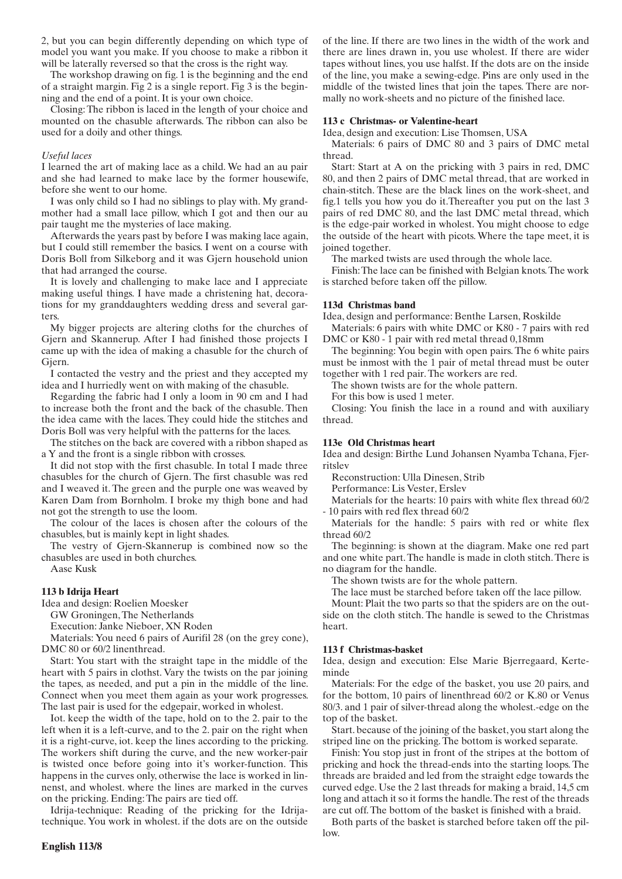2, but you can begin differently depending on which type of model you want you make. If you choose to make a ribbon it will be laterally reversed so that the cross is the right way.

The workshop drawing on fig. 1 is the beginning and the end of a straight margin. Fig 2 is a single report. Fig 3 is the beginning and the end of a point. It is your own choice.

Closing: The ribbon is laced in the length of your choice and mounted on the chasuble afterwards. The ribbon can also be used for a doily and other things.

*Useful laces*

I learned the art of making lace as a child. We had an au pair and she had learned to make lace by the former housewife, before she went to our home.

I was only child so I had no siblings to play with. My grandmother had a small lace pillow, which I got and then our au pair taught me the mysteries of lace making.

Afterwards the years past by before I was making lace again, but I could still remember the basics. I went on a course with Doris Boll from Silkeborg and it was Gjern household union that had arranged the course.

It is lovely and challenging to make lace and I appreciate making useful things. I have made a christening hat, decorations for my granddaughters wedding dress and several garters.

My bigger projects are altering cloths for the churches of Gjern and Skannerup. After I had finished those projects I came up with the idea of making a chasuble for the church of Gjern.

I contacted the vestry and the priest and they accepted my idea and I hurriedly went on with making of the chasuble.

Regarding the fabric had I only a loom in 90 cm and I had to increase both the front and the back of the chasuble. Then the idea came with the laces. They could hide the stitches and Doris Boll was very helpful with the patterns for the laces.

The stitches on the back are covered with a ribbon shaped as a Y and the front is a single ribbon with crosses.

It did not stop with the first chasuble. In total I made three chasubles for the church of Gjern. The first chasuble was red and I weaved it. The green and the purple one was weaved by Karen Dam from Bornholm. I broke my thigh bone and had not got the strength to use the loom.

The colour of the laces is chosen after the colours of the chasubles, but is mainly kept in light shades.

The vestry of Gjern-Skannerup is combined now so the chasubles are used in both churches.

Aase Kusk

**113 b Idrija Heart**

Idea and design: Roelien Moesker

GW Groningen, The Netherlands

Execution: Janke Nieboer, XN Roden

Materials: You need 6 pairs of Aurifil 28 (on the grey cone), DMC 80 or 60/2 linenthread.

Start: You start with the straight tape in the middle of the heart with 5 pairs in clothst. Vary the twists on the par joining the tapes, as needed, and put a pin in the middle of the line. Connect when you meet them again as your work progresses. The last pair is used for the edgepair, worked in wholest.

Iot. keep the width of the tape, hold on to the 2. pair to the left when it is a left-curve, and to the 2. pair on the right when it is a right-curve, iot. keep the lines according to the pricking. The workers shift during the curve, and the new worker-pair is twisted once before going into it's worker-function. This happens in the curves only, otherwise the lace is worked in linnenst, and wholest. where the lines are marked in the curves on the pricking. Ending: The pairs are tied off.

Idrija-technique: Reading of the pricking for the Idrija-technique. You work in wholest. if the dots are on the outside of the line. If there are two lines in the width of the work and there are lines drawn in, you use wholest. If there are wider tapes without lines, you use halfst. If the dots are on the inside of the line, you make a sewing-edge. Pins are only used in the middle of the twisted lines that join the tapes. There are normally no work-sheets and no picture of the finished lace.

**113 c Christmas- or Valentine-heart**

Idea, design and execution: Lise Thomsen, USA

Materials: 6 pairs of DMC 80 and 3 pairs of DMC metal thread.

Start: Start at A on the pricking with 3 pairs in red, DMC 80, and then 2 pairs of DMC metal thread, that are worked in chain-stitch. These are the black lines on the work-sheet, and fig.1 tells you how you do it.Thereafter you put on the last 3 pairs of red DMC 80, and the last DMC metal thread, which is the edge-pair worked in wholest. You might choose to edge the outside of the heart with picots. Where the tape meet, it is joined together.

The marked twists are used through the whole lace.

Finish: The lace can be finished with Belgian knots. The work is starched before taken off the pillow.

**113d Christmas band**

Idea, design and performance: Benthe Larsen, Roskilde

Materials: 6 pairs with white DMC or K80 - 7 pairs with red DMC or K80 - 1 pair with red metal thread 0,18mm

The beginning: You begin with open pairs. The 6 white pairs must be inmost with the 1 pair of metal thread must be outer together with 1 red pair. The workers are red.

The shown twists are for the whole pattern.

For this bow is used 1 meter.

Closing: You finish the lace in a round and with auxiliary thread.

**113e Old Christmas heart**

Idea and design: Birthe Lund Johansen Nyamba Tchana, Fjerritslev

Reconstruction: Ulla Dinesen, Strib

Performance: Lis Vester, Erslev

Materials for the hearts: 10 pairs with white flex thread 60/2 - 10 pairs with red flex thread 60/2

Materials for the handle: 5 pairs with red or white flex thread 60/2

The beginning: is shown at the diagram. Make one red part and one white part. The handle is made in cloth stitch. There is no diagram for the handle.

The shown twists are for the whole pattern.

The lace must be starched before taken off the lace pillow.

Mount: Plait the two parts so that the spiders are on the outside on the cloth stitch. The handle is sewed to the Christmas heart.

**113 f Christmas-basket**

Idea, design and execution: Else Marie Bjerregaard, Kerteminde

Materials: For the edge of the basket, you use 20 pairs, and for the bottom, 10 pairs of linenthread 60/2 or K.80 or Venus 80/3. and 1 pair of silver-thread along the wholest.-edge on the top of the basket.

Start. because of the joining of the basket, you start along the striped line on the pricking. The bottom is worked separate.

Finish: You stop just in front of the stripes at the bottom of pricking and hock the thread-ends into the starting loops. The threads are braided and led from the straight edge towards the curved edge. Use the 2 last threads for making a braid, 14,5 cm long and attach it so it forms the handle. The rest of the threads are cut off. The bottom of the basket is finished with a braid.

Both parts of the basket is starched before taken off the pillow.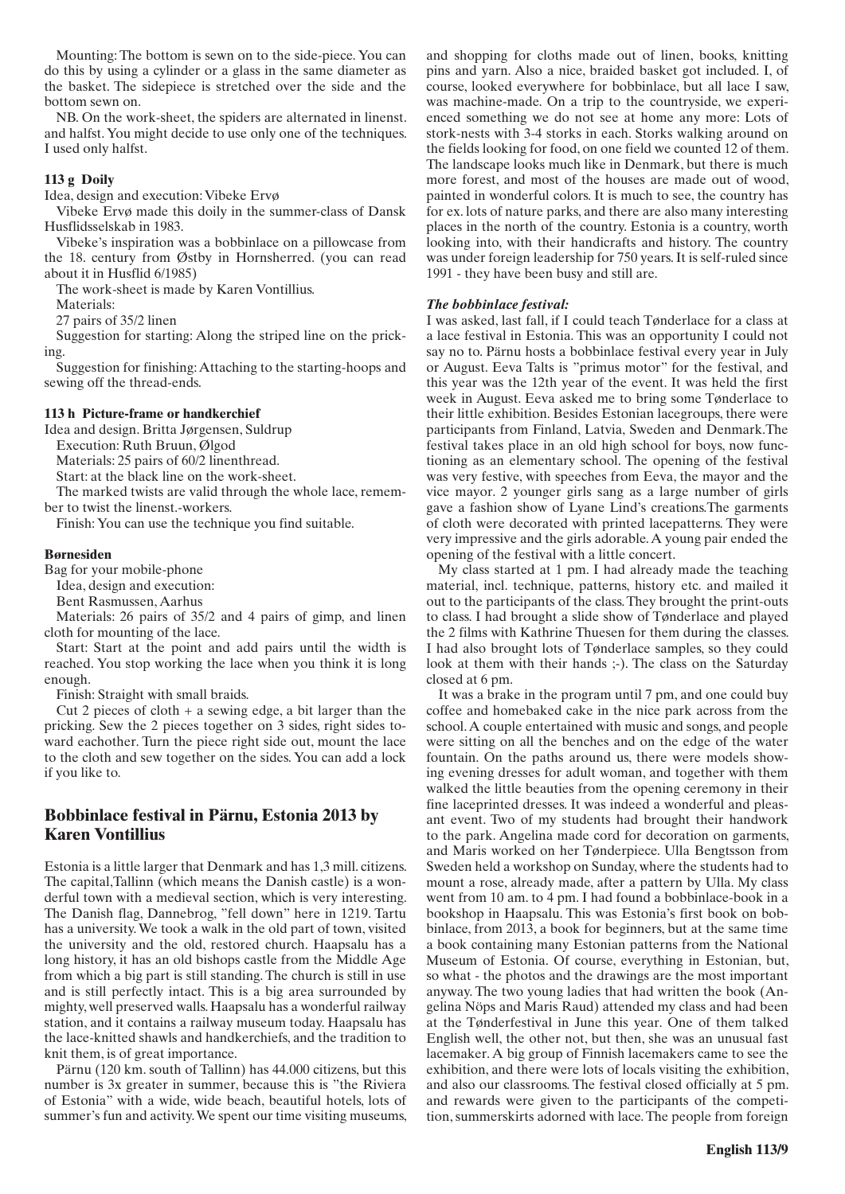Mounting: The bottom is sewn on to the side-piece. You can do this by using a cylinder or a glass in the same diameter as the basket. The sidepiece is stretched over the side and the bottom sewn on.

NB. On the work-sheet, the spiders are alternated in linenst. and halfst. You might decide to use only one of the techniques. I used only halfst.

#### 113 g Doily

Idea, design and execution: Vibeke Ervø

Vibeke Ervø made this doily in the summer-class of Dansk Husflidsselskab in 1983.

Vibeke's inspiration was a bobbinlace on a pillowcase from the 18. century from Østby in Hornsherred. (you can read about it in Husflid 6/1985)

The work-sheet is made by Karen Vontillius.

Materials:

27 pairs of 35/2 linen

Suggestion for starting: Along the striped line on the pricking.

Suggestion for finishing: Attaching to the starting-hoops and sewing off the thread-ends.

#### 113 h Picture-frame or handkerchief

Idea and design. Britta Jørgensen, Suldrup

Execution: Ruth Bruun, Ølgod

Materials: 25 pairs of 60/2 linenthread.

Start: at the black line on the work-sheet.

The marked twists are valid through the whole lace, remember to twist the linenst.-workers.

Finish: You can use the technique you find suitable.

#### Børnesiden

Bag for your mobile-phone

Idea, design and execution:

Bent Rasmussen, Aarhus

Materials: 26 pairs of 35/2 and 4 pairs of gimp, and linen cloth for mounting of the lace.

Start: Start at the point and add pairs until the width is reached. You stop working the lace when you think it is long enough.

Finish: Straight with small braids.

Cut 2 pieces of cloth + a sewing edge, a bit larger than the pricking. Sew the 2 pieces together on 3 sides, right sides toward eachother. Turn the piece right side out, mount the lace to the cloth and sew together on the sides. You can add a lock if you like to.

## Bobbinlace festival in Pärnu, Estonia 2013 by Karen Vontillius

Estonia is a little larger that Denmark and has 1,3 mill. citizens. The capital,Tallinn (which means the Danish castle) is a wonderful town with a medieval section, which is very interesting. The Danish flag, Dannebrog, "fell down" here in 1219. Tartu has a university. We took a walk in the old part of town, visited the university and the old, restored church. Haapsalu has a long history, it has an old bishops castle from the Middle Age from which a big part is still standing. The church is still in use and is still perfectly intact. This is a big area surrounded by mighty, well preserved walls. Haapsalu has a wonderful railway station, and it contains a railway museum today. Haapsalu has the lace-knitted shawls and handkerchiefs, and the tradition to knit them, is of great importance.

Pärnu (120 km. south of Tallinn) has 44.000 citizens, but this number is 3x greater in summer, because this is "the Riviera of Estonia" with a wide, wide beach, beautiful hotels, lots of summer's fun and activity. We spent our time visiting museums, and shopping for cloths made out of linen, books, knitting pins and yarn. Also a nice, braided basket got included. I, of course, looked everywhere for bobbinlace, but all lace I saw, was machine-made. On a trip to the countryside, we experienced something we do not see at home any more: Lots of stork-nests with 3-4 storks in each. Storks walking around on the fields looking for food, on one field we counted 12 of them. The landscape looks much like in Denmark, but there is much more forest, and most of the houses are made out of wood, painted in wonderful colors. It is much to see, the country has for ex. lots of nature parks, and there are also many interesting places in the north of the country. Estonia is a country, worth looking into, with their handicrafts and history. The country was under foreign leadership for 750 years. It is self-ruled since 1991 - they have been busy and still are.

### *The bobbinlace festival:*

I was asked, last fall, if I could teach Tønderlace for a class at a lace festival in Estonia. This was an opportunity I could not say no to. Pärnu hosts a bobbinlace festival every year in July or August. Eeva Talts is "primus motor" for the festival, and this year was the 12th year of the event. It was held the first week in August. Eeva asked me to bring some Tønderlace to their little exhibition. Besides Estonian lacegroups, there were participants from Finland, Latvia, Sweden and Denmark.The festival takes place in an old high school for boys, now functioning as an elementary school. The opening of the festival was very festive, with speeches from Eeva, the mayor and the vice mayor. 2 younger girls sang as a large number of girls gave a fashion show of Lyane Lind's creations.The garments of cloth were decorated with printed lacepatterns. They were very impressive and the girls adorable. A young pair ended the opening of the festival with a little concert.

My class started at 1 pm. I had already made the teaching material, incl. technique, patterns, history etc. and mailed it out to the participants of the class. They brought the print-outs to class. I had brought a slide show of Tønderlace and played the 2 films with Kathrine Thuesen for them during the classes. I had also brought lots of Tønderlace samples, so they could look at them with their hands ;-). The class on the Saturday closed at 6 pm.

It was a brake in the program until 7 pm, and one could buy coffee and homebaked cake in the nice park across from the school. A couple entertained with music and songs, and people were sitting on all the benches and on the edge of the water fountain. On the paths around us, there were models showing evening dresses for adult woman, and together with them walked the little beauties from the opening ceremony in their fine laceprinted dresses. It was indeed a wonderful and pleasant event. Two of my students had brought their handwork to the park. Angelina made cord for decoration on garments, and Maris worked on her Tønderpiece. Ulla Bengtsson from Sweden held a workshop on Sunday, where the students had to mount a rose, already made, after a pattern by Ulla. My class went from 10 am. to 4 pm. I had found a bobbinlace-book in a bookshop in Haapsalu. This was Estonia's first book on bobbinlace, from 2013, a book for beginners, but at the same time a book containing many Estonian patterns from the National Museum of Estonia. Of course, everything in Estonian, but, so what - the photos and the drawings are the most important anyway. The two young ladies that had written the book (Angelina Nöps and Maris Raud) attended my class and had been at the Tønderfestival in June this year. One of them talked English well, the other not, but then, she was an unusual fast lacemaker. A big group of Finnish lacemakers came to see the exhibition, and there were lots of locals visiting the exhibition, and also our classrooms. The festival closed officially at 5 pm. and rewards were given to the participants of the competition, summerskirts adorned with lace. The people from foreign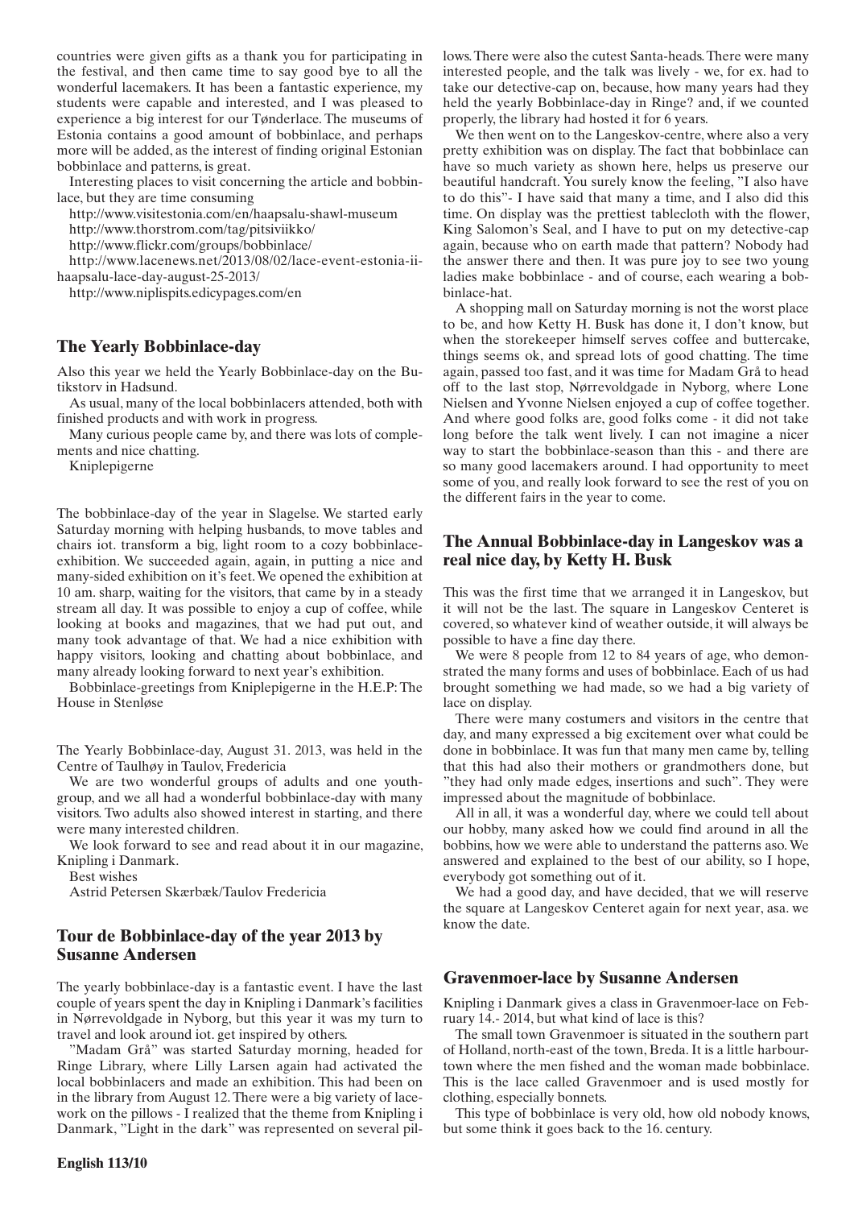countries were given gifts as a thank you for participating in the festival, and then came time to say good bye to all the wonderful lacemakers. It has been a fantastic experience, my students were capable and interested, and I was pleased to experience a big interest for our Tønderlace. The museums of Estonia contains a good amount of bobbinlace, and perhaps more will be added, as the interest of finding original Estonian bobbinlace and patterns, is great.

Interesting places to visit concerning the article and bobbinlace, but they are time consuming

http://www.visitestonia.com/en/haapsalu-shawl-museum
http://www.thorstrom.com/tag/pitsiviikko/
http://www.flickr.com/groups/bobbinlace/
http://www.lacenews.net/2013/08/02/lace-event-estonia-ii-haapsalu-lace-day-august-25-2013/
http://www.niplispits.edicypages.com/en

## The Yearly Bobbinlace-day

Also this year we held the Yearly Bobbinlace-day on the Butikstorv in Hadsund.

As usual, many of the local bobbinlacers attended, both with finished products and with work in progress.

Many curious people came by, and there was lots of complements and nice chatting.

Kniplepigerne

The bobbinlace-day of the year in Slagelse. We started early Saturday morning with helping husbands, to move tables and chairs iot. transform a big, light room to a cozy bobbinlace-exhibition. We succeeded again, again, in putting a nice and many-sided exhibition on it's feet. We opened the exhibition at 10 am. sharp, waiting for the visitors, that came by in a steady stream all day. It was possible to enjoy a cup of coffee, while looking at books and magazines, that we had put out, and many took advantage of that. We had a nice exhibition with happy visitors, looking and chatting about bobbinlace, and many already looking forward to next year's exhibition.

Bobbinlace-greetings from Kniplepigerne in the H.E.P: The House in Stenløse

The Yearly Bobbinlace-day, August 31. 2013, was held in the Centre of Taulhøy in Taulov, Fredericia

We are two wonderful groups of adults and one youth-group, and we all had a wonderful bobbinlace-day with many visitors. Two adults also showed interest in starting, and there were many interested children.

We look forward to see and read about it in our magazine, Knipling i Danmark.

Best wishes

Astrid Petersen Skærbæk/Taulov Fredericia

## Tour de Bobbinlace-day of the year 2013 by Susanne Andersen

The yearly bobbinlace-day is a fantastic event. I have the last couple of years spent the day in Knipling i Danmark's facilities in Nørrevoldgade in Nyborg, but this year it was my turn to travel and look around iot. get inspired by others.

"Madam Grå" was started Saturday morning, headed for Ringe Library, where Lilly Larsen again had activated the local bobbinlacers and made an exhibition. This had been on in the library from August 12. There were a big variety of lacework on the pillows - I realized that the theme from Knipling i Danmark, "Light in the dark" was represented on several pillows. There were also the cutest Santa-heads. There were many interested people, and the talk was lively - we, for ex. had to take our detective-cap on, because, how many years had they held the yearly Bobbinlace-day in Ringe? and, if we counted properly, the library had hosted it for 6 years.

We then went on to the Langeskov-centre, where also a very pretty exhibition was on display. The fact that bobbinlace can have so much variety as shown here, helps us preserve our beautiful handcraft. You surely know the feeling, "I also have to do this"- I have said that many a time, and I also did this time. On display was the prettiest tablecloth with the flower, King Salomon's Seal, and I have to put on my detective-cap again, because who on earth made that pattern? Nobody had the answer there and then. It was pure joy to see two young ladies make bobbinlace - and of course, each wearing a bobbinlace-hat.

A shopping mall on Saturday morning is not the worst place to be, and how Ketty H. Busk has done it, I don't know, but when the storekeeper himself serves coffee and buttercake, things seems ok, and spread lots of good chatting. The time again, passed too fast, and it was time for Madam Grå to head off to the last stop, Nørrevoldgade in Nyborg, where Lone Nielsen and Yvonne Nielsen enjoyed a cup of coffee together. And where good folks are, good folks come - it did not take long before the talk went lively. I can not imagine a nicer way to start the bobbinlace-season than this - and there are so many good lacemakers around. I had opportunity to meet some of you, and really look forward to see the rest of you on the different fairs in the year to come.

## The Annual Bobbinlace-day in Langeskov was a real nice day, by Ketty H. Busk

This was the first time that we arranged it in Langeskov, but it will not be the last. The square in Langeskov Centeret is covered, so whatever kind of weather outside, it will always be possible to have a fine day there.

We were 8 people from 12 to 84 years of age, who demonstrated the many forms and uses of bobbinlace. Each of us had brought something we had made, so we had a big variety of lace on display.

There were many costumers and visitors in the centre that day, and many expressed a big excitement over what could be done in bobbinlace. It was fun that many men came by, telling that this had also their mothers or grandmothers done, but "they had only made edges, insertions and such". They were impressed about the magnitude of bobbinlace.

All in all, it was a wonderful day, where we could tell about our hobby, many asked how we could find around in all the bobbins, how we were able to understand the patterns aso. We answered and explained to the best of our ability, so I hope, everybody got something out of it.

We had a good day, and have decided, that we will reserve the square at Langeskov Centeret again for next year, asa. we know the date.

## Gravenmoer-lace by Susanne Andersen

Knipling i Danmark gives a class in Gravenmoer-lace on February 14.- 2014, but what kind of lace is this?

The small town Gravenmoer is situated in the southern part of Holland, north-east of the town, Breda. It is a little harbourtown where the men fished and the woman made bobbinlace. This is the lace called Gravenmoer and is used mostly for clothing, especially bonnets.

This type of bobbinlace is very old, how old nobody knows, but some think it goes back to the 16. century.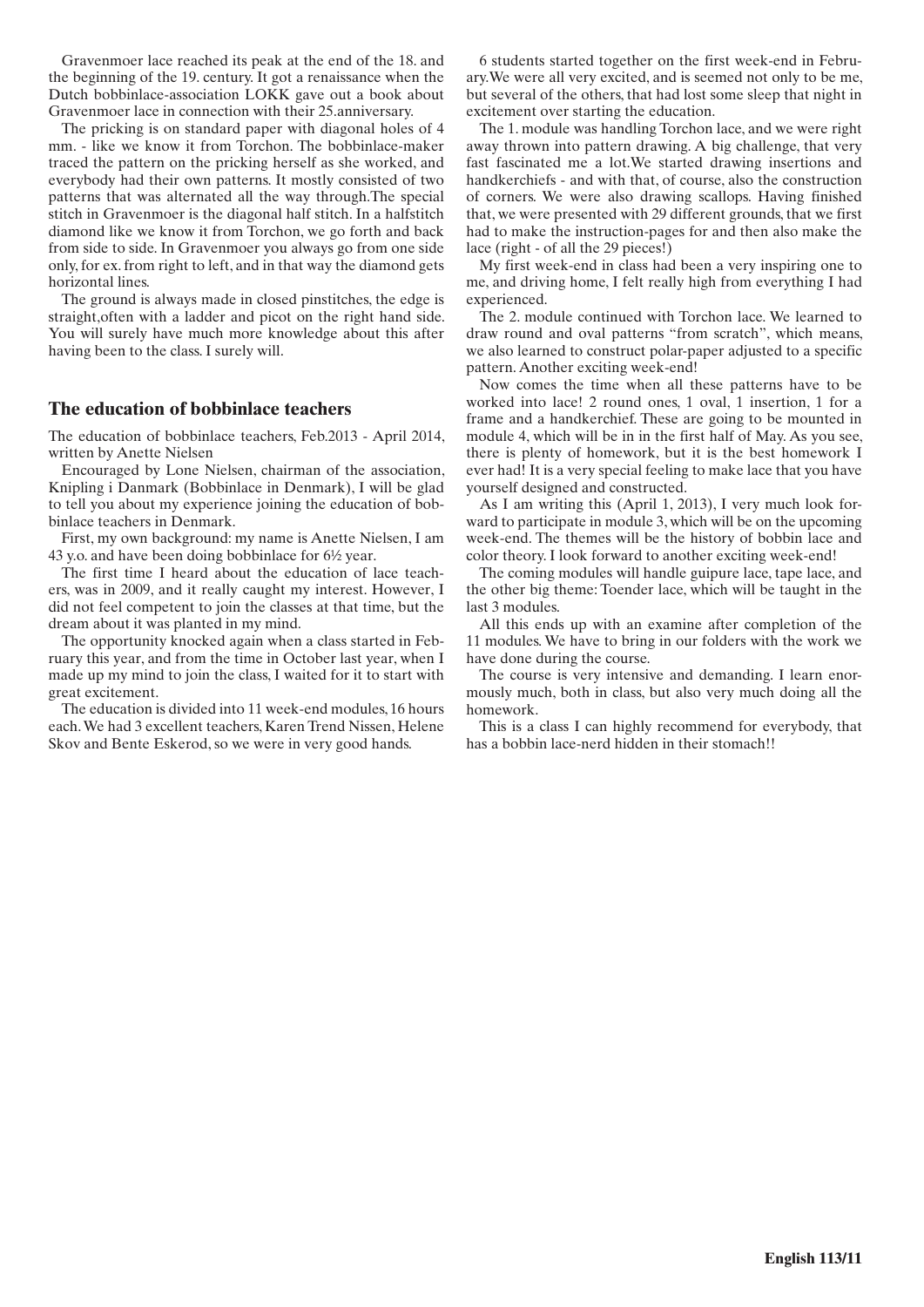Gravenmoer lace reached its peak at the end of the 18. and the beginning of the 19. century. It got a renaissance when the Dutch bobbinlace-association LOKK gave out a book about Gravenmoer lace in connection with their 25.anniversary.

The pricking is on standard paper with diagonal holes of 4 mm. - like we know it from Torchon. The bobbinlace-maker traced the pattern on the pricking herself as she worked, and everybody had their own patterns. It mostly consisted of two patterns that was alternated all the way through.The special stitch in Gravenmoer is the diagonal half stitch. In a halfstitch diamond like we know it from Torchon, we go forth and back from side to side. In Gravenmoer you always go from one side only, for ex. from right to left, and in that way the diamond gets horizontal lines.

The ground is always made in closed pinstitches, the edge is straight,often with a ladder and picot on the right hand side. You will surely have much more knowledge about this after having been to the class. I surely will.

## The education of bobbinlace teachers

The education of bobbinlace teachers, Feb.2013 - April 2014, written by Anette Nielsen

Encouraged by Lone Nielsen, chairman of the association, Knipling i Danmark (Bobbinlace in Denmark), I will be glad to tell you about my experience joining the education of bobbinlace teachers in Denmark.

First, my own background: my name is Anette Nielsen, I am 43 y.o. and have been doing bobbinlace for 6½ year.

The first time I heard about the education of lace teachers, was in 2009, and it really caught my interest. However, I did not feel competent to join the classes at that time, but the dream about it was planted in my mind.

The opportunity knocked again when a class started in February this year, and from the time in October last year, when I made up my mind to join the class, I waited for it to start with great excitement.

The education is divided into 11 week-end modules, 16 hours each. We had 3 excellent teachers, Karen Trend Nissen, Helene Skov and Bente Eskerod, so we were in very good hands.

6 students started together on the first week-end in February.We were all very excited, and is seemed not only to be me, but several of the others, that had lost some sleep that night in excitement over starting the education.

The 1. module was handling Torchon lace, and we were right away thrown into pattern drawing. A big challenge, that very fast fascinated me a lot.We started drawing insertions and handkerchiefs - and with that, of course, also the construction of corners. We were also drawing scallops. Having finished that, we were presented with 29 different grounds, that we first had to make the instruction-pages for and then also make the lace (right - of all the 29 pieces!)

My first week-end in class had been a very inspiring one to me, and driving home, I felt really high from everything I had experienced.

The 2. module continued with Torchon lace. We learned to draw round and oval patterns "from scratch", which means, we also learned to construct polar-paper adjusted to a specific pattern. Another exciting week-end!

Now comes the time when all these patterns have to be worked into lace! 2 round ones, 1 oval, 1 insertion, 1 for a frame and a handkerchief. These are going to be mounted in module 4, which will be in in the first half of May. As you see, there is plenty of homework, but it is the best homework I ever had! It is a very special feeling to make lace that you have yourself designed and constructed.

As I am writing this (April 1, 2013), I very much look forward to participate in module 3, which will be on the upcoming week-end. The themes will be the history of bobbin lace and color theory. I look forward to another exciting week-end!

The coming modules will handle guipure lace, tape lace, and the other big theme: Toender lace, which will be taught in the last 3 modules.

All this ends up with an examine after completion of the 11 modules. We have to bring in our folders with the work we have done during the course.

The course is very intensive and demanding. I learn enormously much, both in class, but also very much doing all the homework.

This is a class I can highly recommend for everybody, that has a bobbin lace-nerd hidden in their stomach!!